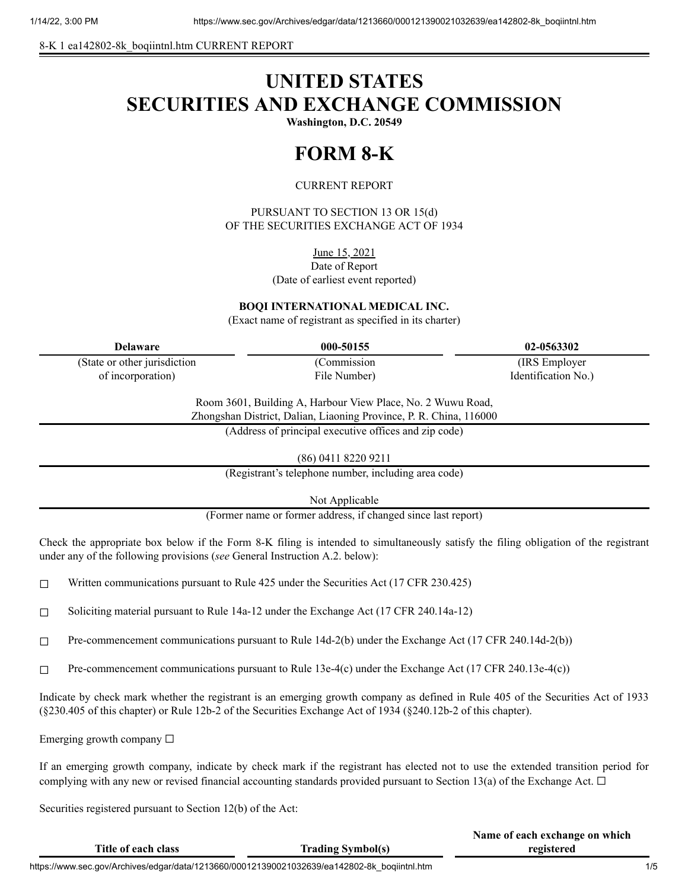8-K 1 ea142802-8k_boqiintnl.htm CURRENT REPORT

# UNITED STATES
# SECURITIES AND EXCHANGE COMMISSION

**Washington, D.C. 20549**

# FORM 8-K

CURRENT REPORT

PURSUANT TO SECTION 13 OR 15(d)
OF THE SECURITIES EXCHANGE ACT OF 1934

June 15, 2021
Date of Report
(Date of earliest event reported)

**BOQI INTERNATIONAL MEDICAL INC.**
(Exact name of registrant as specified in its charter)

| **Delaware** | **000-50155** | **02-0563302** |
|---|---|---|
| (State or other jurisdiction of incorporation) | (Commission File Number) | (IRS Employer Identification No.) |

Room 3601, Building A, Harbour View Place, No. 2 Wuwu Road,
Zhongshan District, Dalian, Liaoning Province, P. R. China, 116000
(Address of principal executive offices and zip code)

(86) 0411 8220 9211
(Registrant's telephone number, including area code)

Not Applicable
(Former name or former address, if changed since last report)

Check the appropriate box below if the Form 8-K filing is intended to simultaneously satisfy the filing obligation of the registrant under any of the following provisions (*see* General Instruction A.2. below):

☐ Written communications pursuant to Rule 425 under the Securities Act (17 CFR 230.425)

☐ Soliciting material pursuant to Rule 14a-12 under the Exchange Act (17 CFR 240.14a-12)

☐ Pre-commencement communications pursuant to Rule 14d-2(b) under the Exchange Act (17 CFR 240.14d-2(b))

☐ Pre-commencement communications pursuant to Rule 13e-4(c) under the Exchange Act (17 CFR 240.13e-4(c))

Indicate by check mark whether the registrant is an emerging growth company as defined in Rule 405 of the Securities Act of 1933 (§230.405 of this chapter) or Rule 12b-2 of the Securities Exchange Act of 1934 (§240.12b-2 of this chapter).

Emerging growth company ☐

If an emerging growth company, indicate by check mark if the registrant has elected not to use the extended transition period for complying with any new or revised financial accounting standards provided pursuant to Section 13(a) of the Exchange Act. ☐

Securities registered pursuant to Section 12(b) of the Act:

| Title of each class | Trading Symbol(s) | Name of each exchange on which registered |
|---|---|---|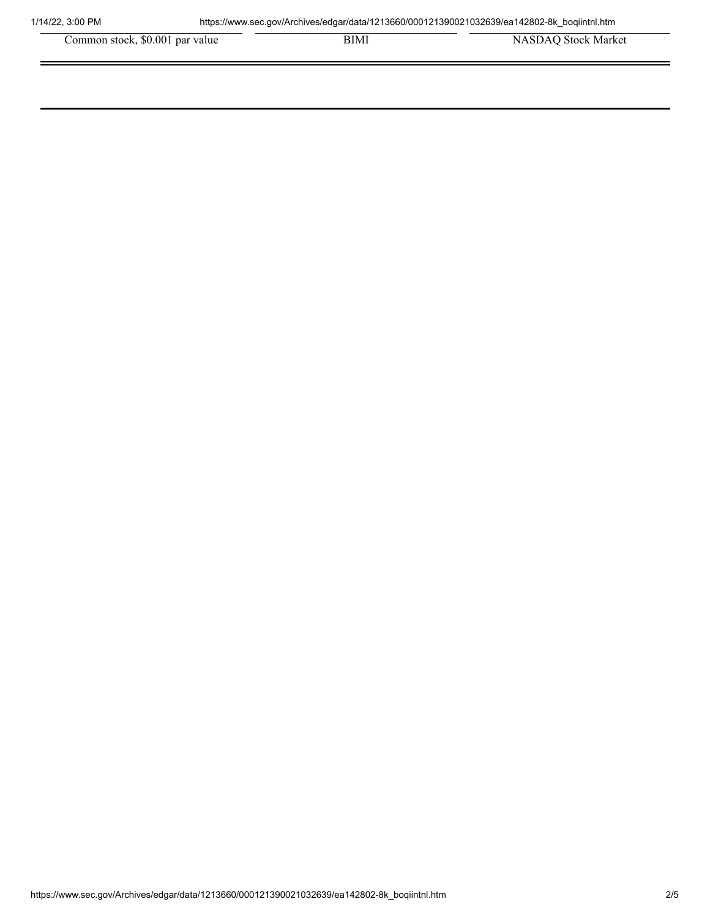| Common stock, $0.001 par value | BIMI | NASDAQ Stock Market |
| --- | --- | --- |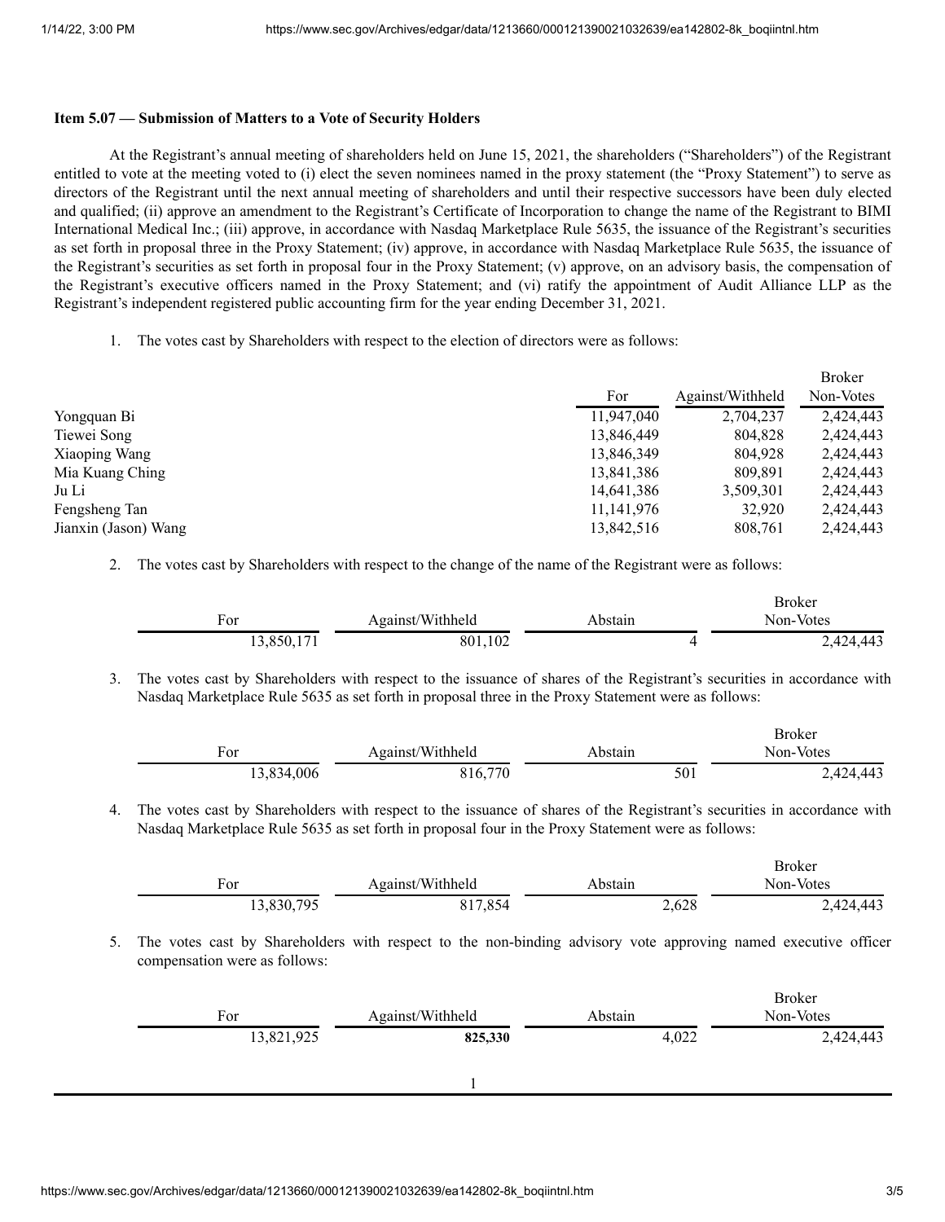**Item 5.07 — Submission of Matters to a Vote of Security Holders**

At the Registrant's annual meeting of shareholders held on June 15, 2021, the shareholders ("Shareholders") of the Registrant entitled to vote at the meeting voted to (i) elect the seven nominees named in the proxy statement (the "Proxy Statement") to serve as directors of the Registrant until the next annual meeting of shareholders and until their respective successors have been duly elected and qualified; (ii) approve an amendment to the Registrant's Certificate of Incorporation to change the name of the Registrant to BIMI International Medical Inc.; (iii) approve, in accordance with Nasdaq Marketplace Rule 5635, the issuance of the Registrant's securities as set forth in proposal three in the Proxy Statement; (iv) approve, in accordance with Nasdaq Marketplace Rule 5635, the issuance of the Registrant's securities as set forth in proposal four in the Proxy Statement; (v) approve, on an advisory basis, the compensation of the Registrant's executive officers named in the Proxy Statement; and (vi) ratify the appointment of Audit Alliance LLP as the Registrant's independent registered public accounting firm for the year ending December 31, 2021.

1. The votes cast by Shareholders with respect to the election of directors were as follows:

| | For | Against/Withheld | Broker Non-Votes |
|---|---|---|---|
| Yongquan Bi | 11,947,040 | 2,704,237 | 2,424,443 |
| Tiewei Song | 13,846,449 | 804,828 | 2,424,443 |
| Xiaoping Wang | 13,846,349 | 804,928 | 2,424,443 |
| Mia Kuang Ching | 13,841,386 | 809,891 | 2,424,443 |
| Ju Li | 14,641,386 | 3,509,301 | 2,424,443 |
| Fengsheng Tan | 11,141,976 | 32,920 | 2,424,443 |
| Jianxin (Jason) Wang | 13,842,516 | 808,761 | 2,424,443 |

2. The votes cast by Shareholders with respect to the change of the name of the Registrant were as follows:

| For | Against/Withheld | Abstain | Broker Non-Votes |
|---|---|---|---|
| 13,850,171 | 801,102 | 4 | 2,424,443 |

3. The votes cast by Shareholders with respect to the issuance of shares of the Registrant's securities in accordance with Nasdaq Marketplace Rule 5635 as set forth in proposal three in the Proxy Statement were as follows:

| For | Against/Withheld | Abstain | Broker Non-Votes |
|---|---|---|---|
| 13,834,006 | 816,770 | 501 | 2,424,443 |

4. The votes cast by Shareholders with respect to the issuance of shares of the Registrant's securities in accordance with Nasdaq Marketplace Rule 5635 as set forth in proposal four in the Proxy Statement were as follows:

| For | Against/Withheld | Abstain | Broker Non-Votes |
|---|---|---|---|
| 13,830,795 | 817,854 | 2,628 | 2,424,443 |

5. The votes cast by Shareholders with respect to the non-binding advisory vote approving named executive officer compensation were as follows:

| For | Against/Withheld | Abstain | Broker Non-Votes |
|---|---|---|---|
| 13,821,925 | **825,330** | 4,022 | 2,424,443 |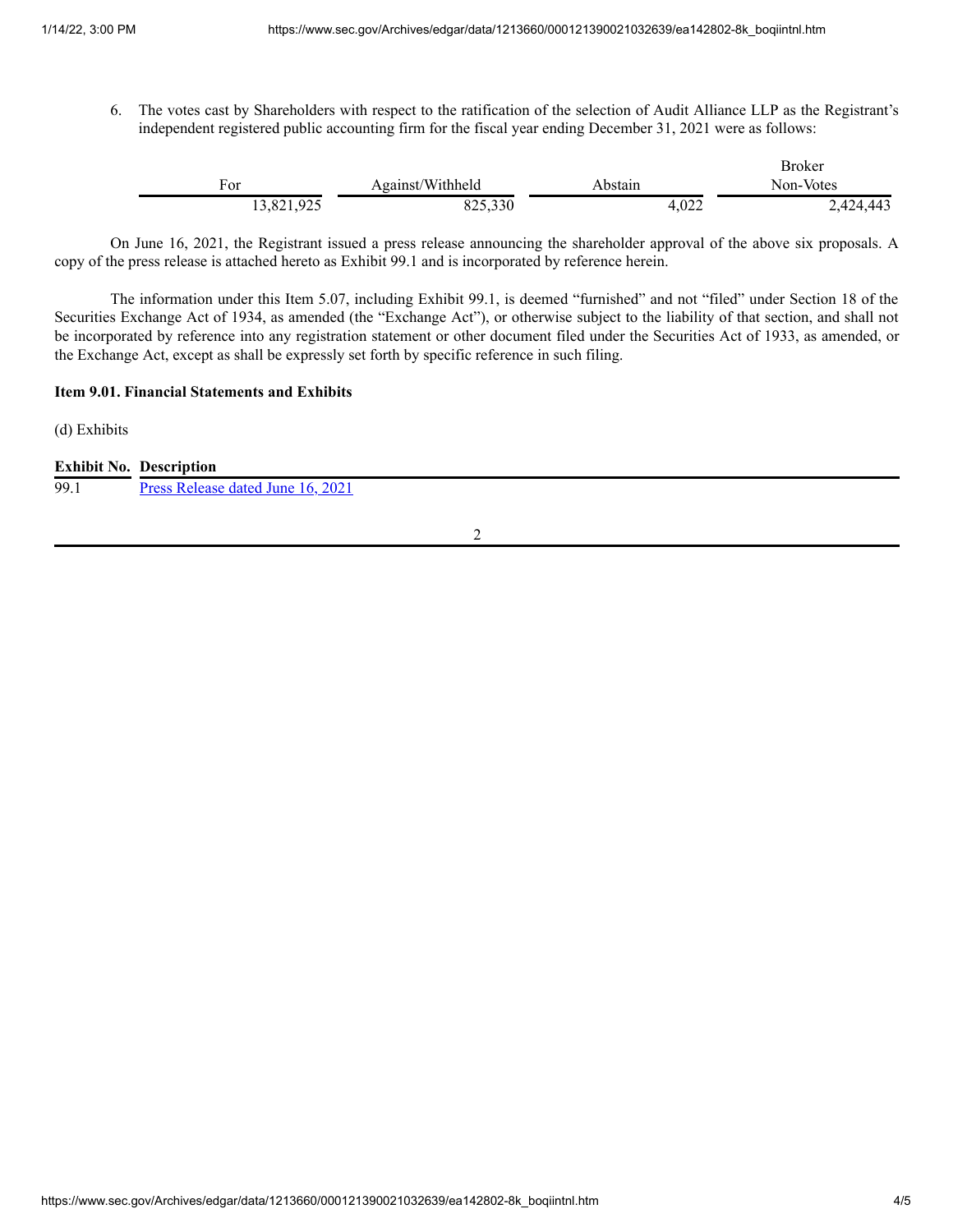6. The votes cast by Shareholders with respect to the ratification of the selection of Audit Alliance LLP as the Registrant's independent registered public accounting firm for the fiscal year ending December 31, 2021 were as follows:

| For | Against/Withheld | Abstain | Broker Non-Votes |
| --- | --- | --- | --- |
| 13,821,925 | 825,330 | 4,022 | 2,424,443 |

On June 16, 2021, the Registrant issued a press release announcing the shareholder approval of the above six proposals. A copy of the press release is attached hereto as Exhibit 99.1 and is incorporated by reference herein.

The information under this Item 5.07, including Exhibit 99.1, is deemed "furnished" and not "filed" under Section 18 of the Securities Exchange Act of 1934, as amended (the "Exchange Act"), or otherwise subject to the liability of that section, and shall not be incorporated by reference into any registration statement or other document filed under the Securities Act of 1933, as amended, or the Exchange Act, except as shall be expressly set forth by specific reference in such filing.

**Item 9.01. Financial Statements and Exhibits**

(d) Exhibits

| Exhibit No. | Description |
| --- | --- |
| 99.1 | Press Release dated June 16, 2021 |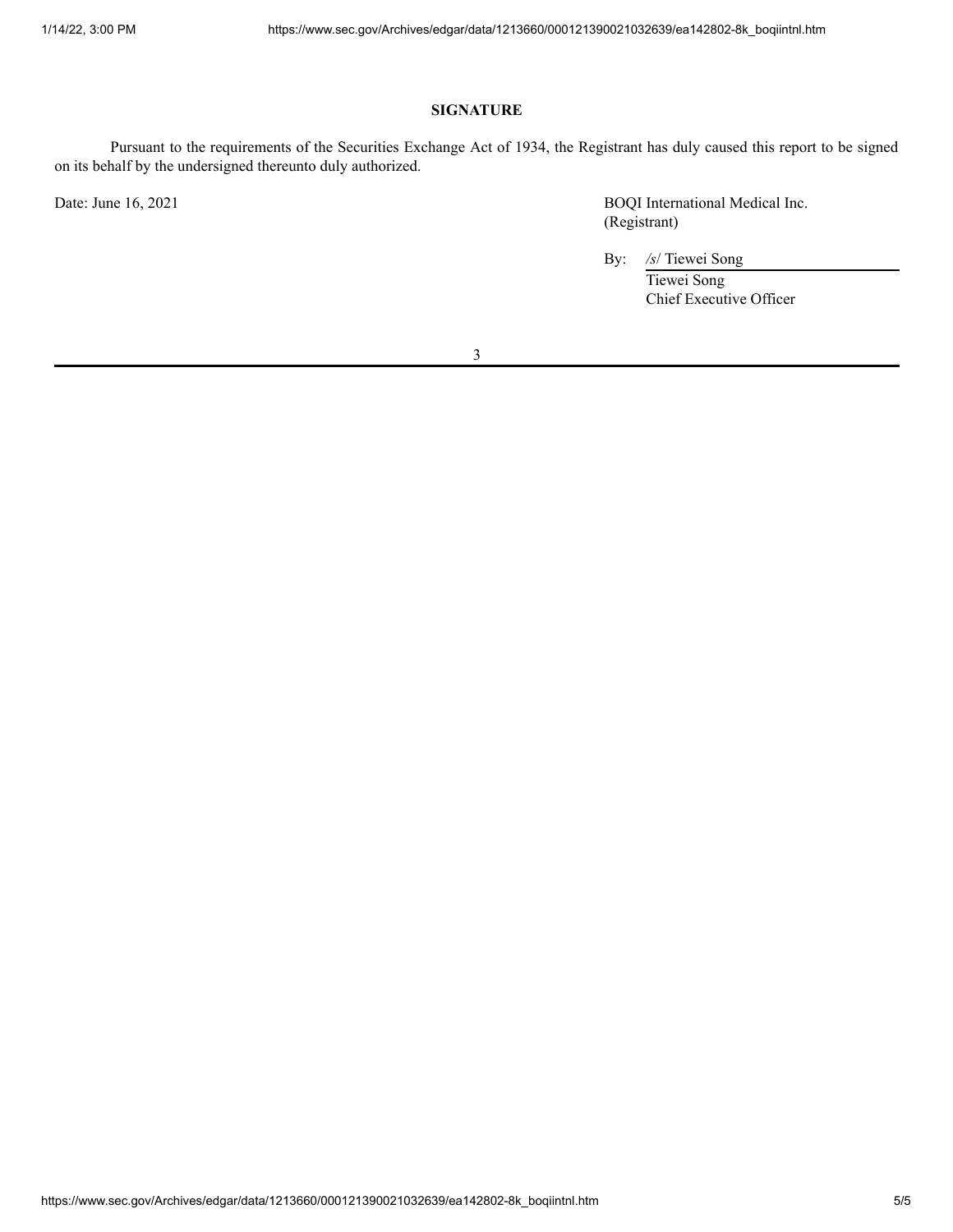**SIGNATURE**

Pursuant to the requirements of the Securities Exchange Act of 1934, the Registrant has duly caused this report to be signed on its behalf by the undersigned thereunto duly authorized.

Date: June 16, 2021

BOQI International Medical Inc.
(Registrant)

By: */s/* Tiewei Song
Tiewei Song
Chief Executive Officer